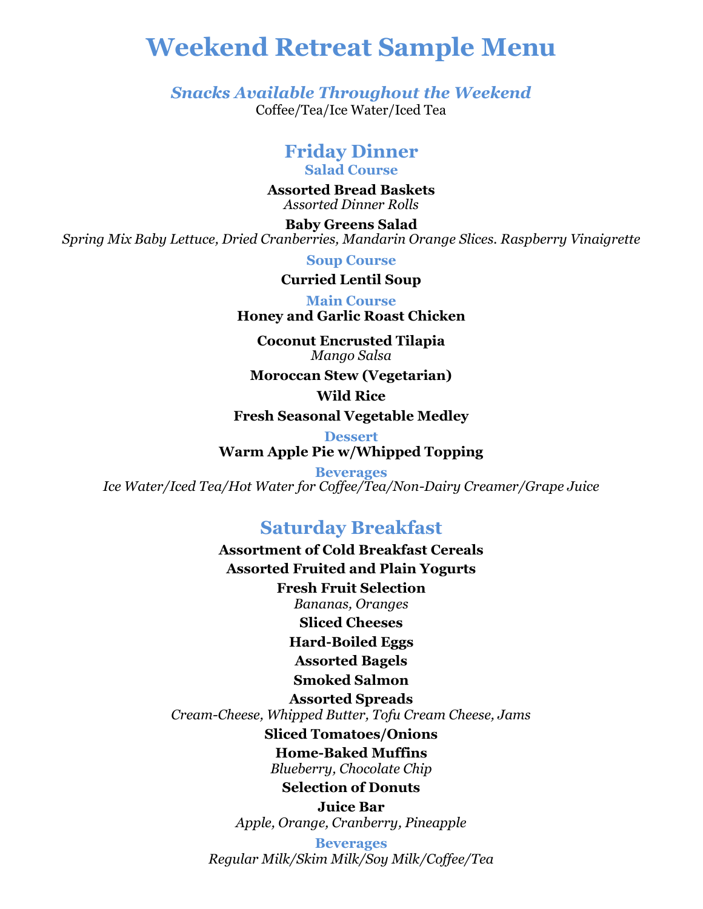# Weekend Retreat Sample Menu

### *Snacks Available Throughout the Weekend*

Coffee/Tea/Ice Water/Iced Tea

## Friday Dinner

### Salad Course

**Assorted Bread Baskets**
*Assorted Dinner Rolls*

**Baby Greens Salad**
*Spring Mix Baby Lettuce, Dried Cranberries, Mandarin Orange Slices. Raspberry Vinaigrette*

### Soup Course

**Curried Lentil Soup**

### Main Course

**Honey and Garlic Roast Chicken**

**Coconut Encrusted Tilapia**
*Mango Salsa*

**Moroccan Stew (Vegetarian)**

**Wild Rice**

**Fresh Seasonal Vegetable Medley**

### Dessert

**Warm Apple Pie w/Whipped Topping**

### Beverages

*Ice Water/Iced Tea/Hot Water for Coffee/Tea/Non-Dairy Creamer/Grape Juice*

## Saturday Breakfast

**Assortment of Cold Breakfast Cereals**

**Assorted Fruited and Plain Yogurts**

**Fresh Fruit Selection**
*Bananas, Oranges*

**Sliced Cheeses**

**Hard-Boiled Eggs**

**Assorted Bagels**

**Smoked Salmon**

**Assorted Spreads**
*Cream-Cheese, Whipped Butter, Tofu Cream Cheese, Jams*

**Sliced Tomatoes/Onions**

**Home-Baked Muffins**
*Blueberry, Chocolate Chip*

**Selection of Donuts**

**Juice Bar**
*Apple, Orange, Cranberry, Pineapple*

### Beverages

*Regular Milk/Skim Milk/Soy Milk/Coffee/Tea*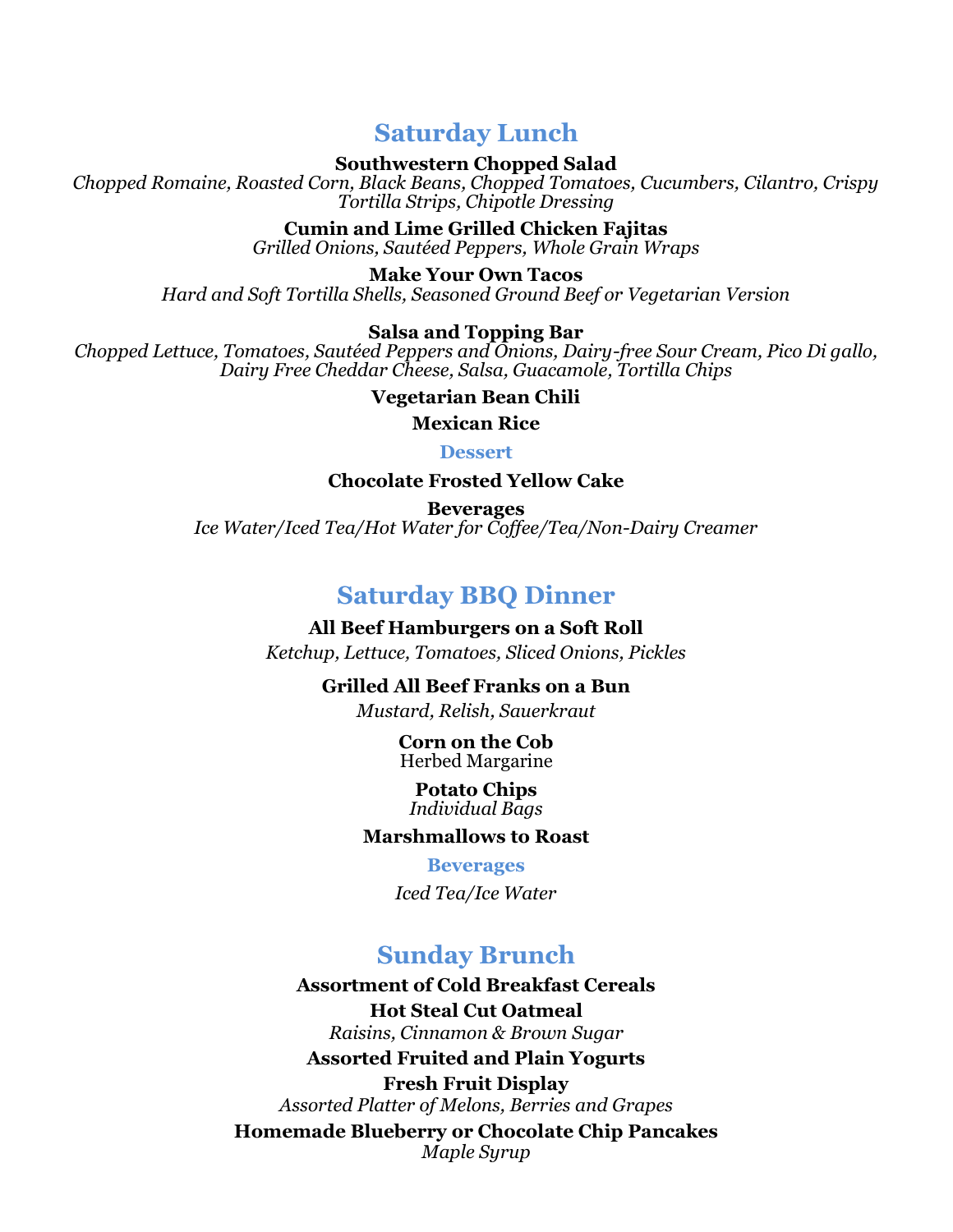## Saturday Lunch

**Southwestern Chopped Salad**
*Chopped Romaine, Roasted Corn, Black Beans, Chopped Tomatoes, Cucumbers, Cilantro, Crispy Tortilla Strips, Chipotle Dressing*

**Cumin and Lime Grilled Chicken Fajitas**
*Grilled Onions, Sautéed Peppers, Whole Grain Wraps*

**Make Your Own Tacos**
*Hard and Soft Tortilla Shells, Seasoned Ground Beef or Vegetarian Version*

**Salsa and Topping Bar**
*Chopped Lettuce, Tomatoes, Sautéed Peppers and Onions, Dairy-free Sour Cream, Pico Di gallo, Dairy Free Cheddar Cheese, Salsa, Guacamole, Tortilla Chips*

**Vegetarian Bean Chili**

**Mexican Rice**

### Dessert

**Chocolate Frosted Yellow Cake**

**Beverages**
*Ice Water/Iced Tea/Hot Water for Coffee/Tea/Non-Dairy Creamer*

## Saturday BBQ Dinner

**All Beef Hamburgers on a Soft Roll**
*Ketchup, Lettuce, Tomatoes, Sliced Onions, Pickles*

**Grilled All Beef Franks on a Bun**
*Mustard, Relish, Sauerkraut*

**Corn on the Cob**
Herbed Margarine

**Potato Chips**
*Individual Bags*

**Marshmallows to Roast**

### Beverages

*Iced Tea/Ice Water*

## Sunday Brunch

**Assortment of Cold Breakfast Cereals**

**Hot Steal Cut Oatmeal**
*Raisins, Cinnamon & Brown Sugar*

**Assorted Fruited and Plain Yogurts**

**Fresh Fruit Display**
*Assorted Platter of Melons, Berries and Grapes*

**Homemade Blueberry or Chocolate Chip Pancakes**
*Maple Syrup*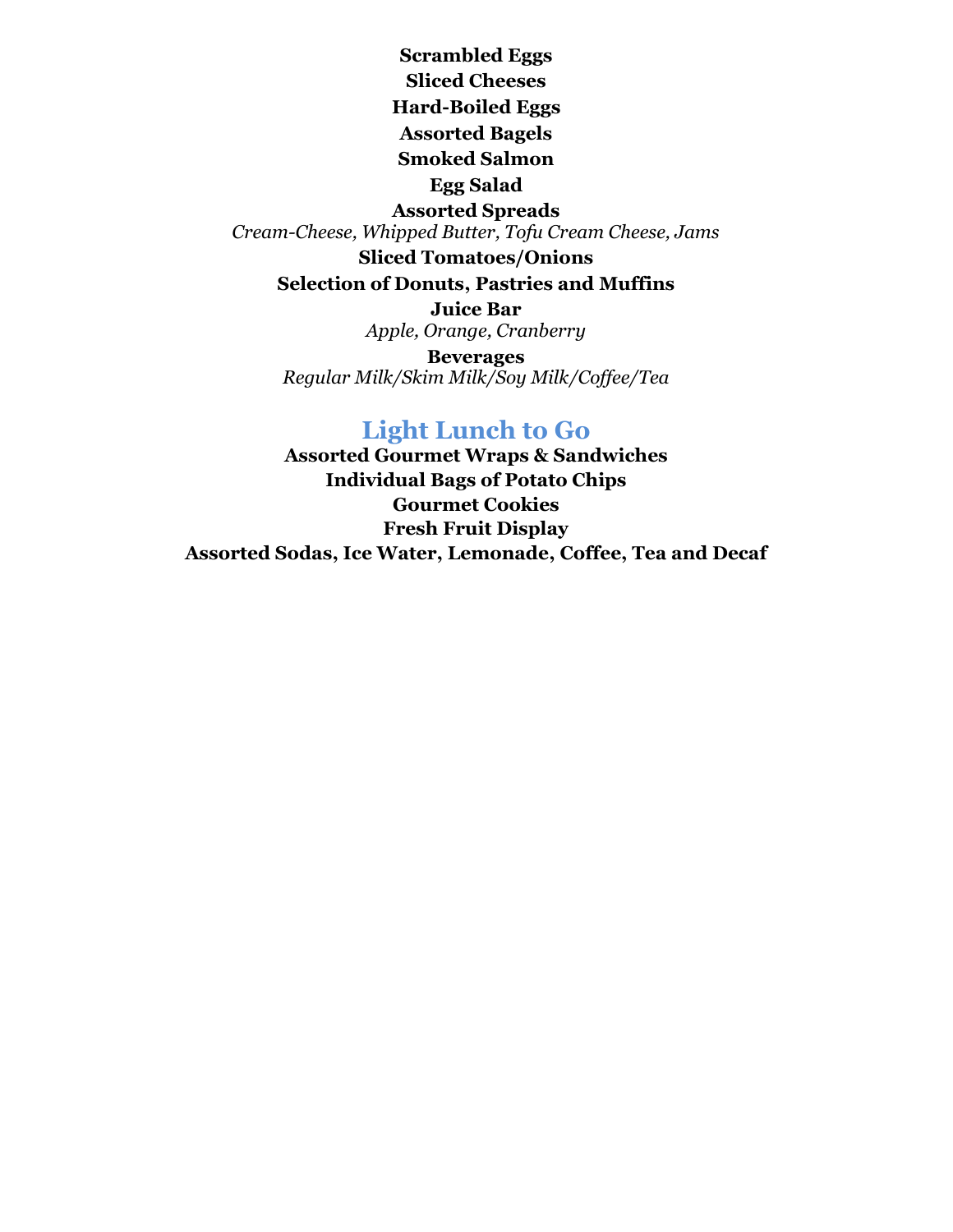**Scrambled Eggs**

**Sliced Cheeses**

**Hard-Boiled Eggs**

**Assorted Bagels**

**Smoked Salmon**

**Egg Salad**

**Assorted Spreads**

*Cream-Cheese, Whipped Butter, Tofu Cream Cheese, Jams*

**Sliced Tomatoes/Onions**

**Selection of Donuts, Pastries and Muffins**

**Juice Bar**

*Apple, Orange, Cranberry*

**Beverages**

*Regular Milk/Skim Milk/Soy Milk/Coffee/Tea*

## Light Lunch to Go

**Assorted Gourmet Wraps & Sandwiches**

**Individual Bags of Potato Chips**

**Gourmet Cookies**

**Fresh Fruit Display**

**Assorted Sodas, Ice Water, Lemonade, Coffee, Tea and Decaf**